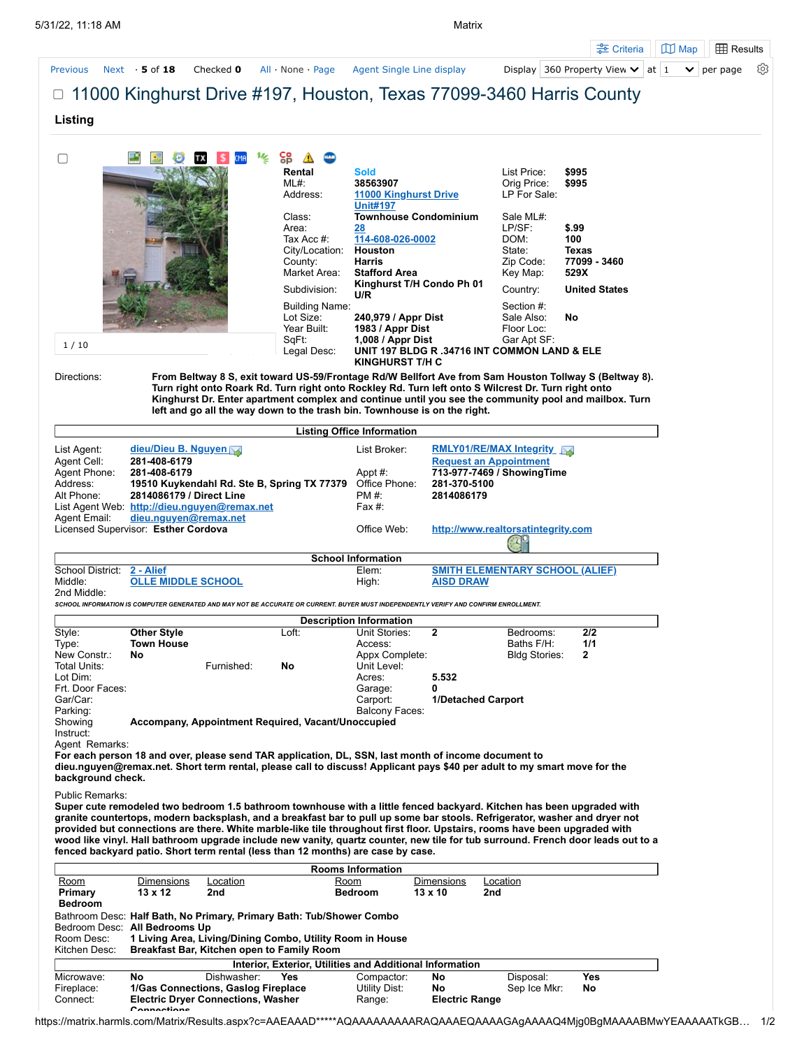# 11000 Kinghurst Drive #197, Houston, Texas 77099-3460 Harris County

## Listing

| | | | |
|---|---|---|---|
| Rental | Sold | List Price: | $995 |
| ML#: | 38563907 | Orig Price: | $995 |
| Address: | 11000 Kinghurst Drive Unit#197 | LP For Sale: | |
| Class: | Townhouse Condominium | Sale ML#: | |
| Area: | 28 | LP/SF: | $.99 |
| Tax Acc #: | 114-608-026-0002 | DOM: | 100 |
| City/Location: | Houston | State: | Texas |
| County: | Harris | Zip Code: | 77099 - 3460 |
| Market Area: | Stafford Area | Key Map: | 529X |
| Subdivision: | Kinghurst T/H Condo Ph 01 U/R | Country: | United States |
| Building Name: | | Section #: | |
| Lot Size: | 240,979 / Appr Dist | Sale Also: | No |
| Year Built: | 1983 / Appr Dist | Floor Loc: | |
| SqFt: | 1,008 / Appr Dist | Gar Apt SF: | |
| Legal Desc: | UNIT 197 BLDG R .34716 INT COMMON LAND & ELE KINGHURST T/H C | | |

1 / 10

**Directions:** From Beltway 8 S, exit toward US-59/Frontage Rd/W Bellfort Ave from Sam Houston Tollway S (Beltway 8). Turn right onto Roark Rd. Turn right onto Rockley Rd. Turn left onto S Wilcrest Dr. Turn right onto Kinghurst Dr. Enter apartment complex and continue until you see the community pool and mailbox. Turn left and go all the way down to the trash bin. Townhouse is on the right.

### Listing Office Information

| | | | |
|---|---|---|---|
| List Agent: | dieu/Dieu B. Nguyen | List Broker: | RMLY01/RE/MAX Integrity |
| Agent Cell: | 281-408-6179 | | Request an Appointment |
| Agent Phone: | 281-408-6179 | Appt #: | 713-977-7469 / ShowingTime |
| Address: | 19510 Kuykendahl Rd. Ste B, Spring TX 77379 | Office Phone: | 281-370-5100 |
| Alt Phone: | 2814086179 / Direct Line | PM #: | 2814086179 |
| List Agent Web: | http://dieu.nguyen@remax.net | Fax #: | |
| Agent Email: | dieu.nguyen@remax.net | | |
| Licensed Supervisor: | Esther Cordova | Office Web: | http://www.realtorsatintegrity.com |

### School Information

| | | | |
|---|---|---|---|
| School District: | 2 - Alief | Elem: | SMITH ELEMENTARY SCHOOL (ALIEF) |
| Middle: | OLLE MIDDLE SCHOOL | High: | AISD DRAW |
| 2nd Middle: | | | |

*SCHOOL INFORMATION IS COMPUTER GENERATED AND MAY NOT BE ACCURATE OR CURRENT. BUYER MUST INDEPENDENTLY VERIFY AND CONFIRM ENROLLMENT.*

### Description Information

| | | | | | |
|---|---|---|---|---|---|
| Style: | Other Style | Unit Stories: | 2 | Bedrooms: | 2/2 |
| Type: | Town House | Access: | | Baths F/H: | 1/1 |
| New Constr.: | No | Appx Complete: | | Bldg Stories: | 2 |
| Total Units: | Furnished: No | Unit Level: | | | |
| Lot Dim: | | Acres: | 5.532 | | |
| Frt. Door Faces: | | Garage: | 0 | | |
| Gar/Car: | | Carport: | 1/Detached Carport | | |
| Parking: | | Balcony Faces: | | | |
| Showing Instruct: | Accompany, Appointment Required, Vacant/Unoccupied | | | | |

Loft:

**Agent Remarks:**
For each person 18 and over, please send TAR application, DL, SSN, last month of income document to dieu.nguyen@remax.net. Short term rental, please call to discuss! Applicant pays $40 per adult to my smart move for the background check.

**Public Remarks:**
Super cute remodeled two bedroom 1.5 bathroom townhouse with a little fenced backyard. Kitchen has been upgraded with granite countertops, modern backsplash, and a breakfast bar to pull up some bar stools. Refrigerator, washer and dryer not provided but connections are there. White marble-like tile throughout first floor. Upstairs, rooms have been upgraded with wood like vinyl. Hall bathroom upgrade include new vanity, quartz counter, new tile for tub surround. French door leads out to a fenced backyard patio. Short term rental (less than 12 months) are case by case.

### Rooms Information

| Room | Dimensions | Location | Room | Dimensions | Location |
|---|---|---|---|---|---|
| Primary Bedroom | 13 x 12 | 2nd | Bedroom | 13 x 10 | 2nd |

- Bathroom Desc: Half Bath, No Primary, Primary Bath: Tub/Shower Combo
- Bedroom Desc: All Bedrooms Up
- Room Desc: 1 Living Area, Living/Dining Combo, Utility Room in House
- Kitchen Desc: Breakfast Bar, Kitchen open to Family Room

### Interior, Exterior, Utilities and Additional Information

| | | | | | | | |
|---|---|---|---|---|---|---|---|
| Microwave: | No | Dishwasher: | Yes | Compactor: | No | Disposal: | Yes |
| Fireplace: | 1/Gas Connections, Gaslog Fireplace | | | Utility Dist: | No | Sep Ice Mkr: | No |
| Connect: | Electric Dryer Connections, Washer Connections | | | Range: | Electric Range | | |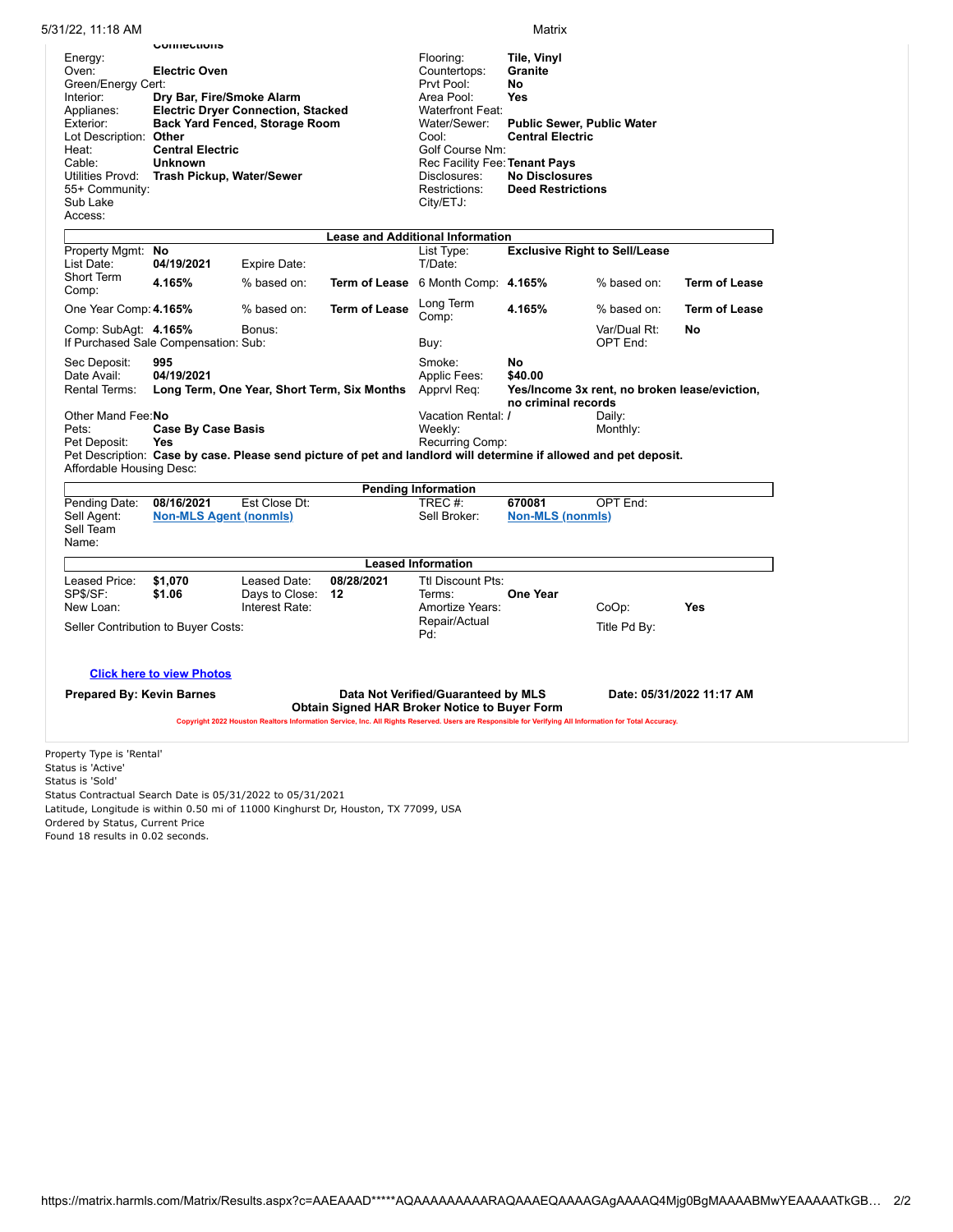Connections

| | | | |
|---|---|---|---|
| Energy: | | Flooring: | **Tile, Vinyl** |
| Oven: | **Electric Oven** | Countertops: | **Granite** |
| Green/Energy Cert: | | Prvt Pool: | **No** |
| Interior: | **Dry Bar, Fire/Smoke Alarm** | Area Pool: | **Yes** |
| Appliances: | **Electric Dryer Connection, Stacked** | Waterfront Feat: | |
| Exterior: | **Back Yard Fenced, Storage Room** | Water/Sewer: | **Public Sewer, Public Water** |
| Lot Description: | **Other** | Cool: | **Central Electric** |
| Heat: | **Central Electric** | Golf Course Nm: | |
| Cable: | **Unknown** | Rec Facility Fee: | **Tenant Pays** |
| Utilities Provd: | **Trash Pickup, Water/Sewer** | Disclosures: | **No Disclosures** |
| 55+ Community: | | Restrictions: | **Deed Restrictions** |
| Sub Lake Access: | | City/ETJ: | |

## Lease and Additional Information

| | | | | | | | |
|---|---|---|---|---|---|---|---|
| Property Mgmt: | **No** | | | List Type: | **Exclusive Right to Sell/Lease** | | |
| List Date: | **04/19/2021** | Expire Date: | | T/Date: | | | |
| Short Term Comp: | **4.165%** | % based on: | **Term of Lease** | 6 Month Comp: | **4.165%** | % based on: | **Term of Lease** |
| One Year Comp: | **4.165%** | % based on: | **Term of Lease** | Long Term Comp: | **4.165%** | % based on: | **Term of Lease** |
| Comp: SubAgt: | **4.165%** | Bonus: | | | | Var/Dual Rt: | **No** |
| If Purchased Sale Compensation: Sub: | | | | Buy: | | OPT End: | |
| Sec Deposit: | **995** | | | Smoke: | **No** | | |
| Date Avail: | **04/19/2021** | | | Applic Fees: | **$40.00** | | |
| Rental Terms: | **Long Term, One Year, Short Term, Six Months** | | | Apprvl Req: | **Yes/Income 3x rent, no broken lease/eviction, no criminal records** | | |
| Other Mand Fee: | **No** | | | Vacation Rental: | **/** | Daily: | |
| Pets: | **Case By Case Basis** | | | Weekly: | | Monthly: | |
| Pet Deposit: | **Yes** | | | Recurring Comp: | | | |

Pet Description: **Case by case. Please send picture of pet and landlord will determine if allowed and pet deposit.**

Affordable Housing Desc:

## Pending Information

| | | | | | | | |
|---|---|---|---|---|---|---|---|
| Pending Date: | **08/16/2021** | Est Close Dt: | | TREC #: | **670081** | OPT End: | |
| Sell Agent: | **Non-MLS Agent (nonmls)** | | | Sell Broker: | **Non-MLS (nonmls)** | | |
| Sell Team Name: | | | | | | | |

## Leased Information

| | | | | | | | |
|---|---|---|---|---|---|---|---|
| Leased Price: | **$1,070** | Leased Date: | **08/28/2021** | Ttl Discount Pts: | | | |
| SP$/SF: | **$1.06** | Days to Close: | **12** | Terms: | **One Year** | | |
| New Loan: | | Interest Rate: | | Amortize Years: | | CoOp: | **Yes** |
| Seller Contribution to Buyer Costs: | | | | Repair/Actual Pd: | | Title Pd By: | |

**Click here to view Photos**

**Prepared By: Kevin Barnes** | **Data Not Verified/Guaranteed by MLS** | **Date: 05/31/2022 11:17 AM**

**Obtain Signed HAR Broker Notice to Buyer Form**

Copyright 2022 Houston Realtors Information Service, Inc. All Rights Reserved. Users are Responsible for Verifying All Information for Total Accuracy.

Property Type is 'Rental'
Status is 'Active'
Status is 'Sold'
Status Contractual Search Date is 05/31/2022 to 05/31/2021
Latitude, Longitude is within 0.50 mi of 11000 Kinghurst Dr, Houston, TX 77099, USA
Ordered by Status, Current Price
Found 18 results in 0.02 seconds.